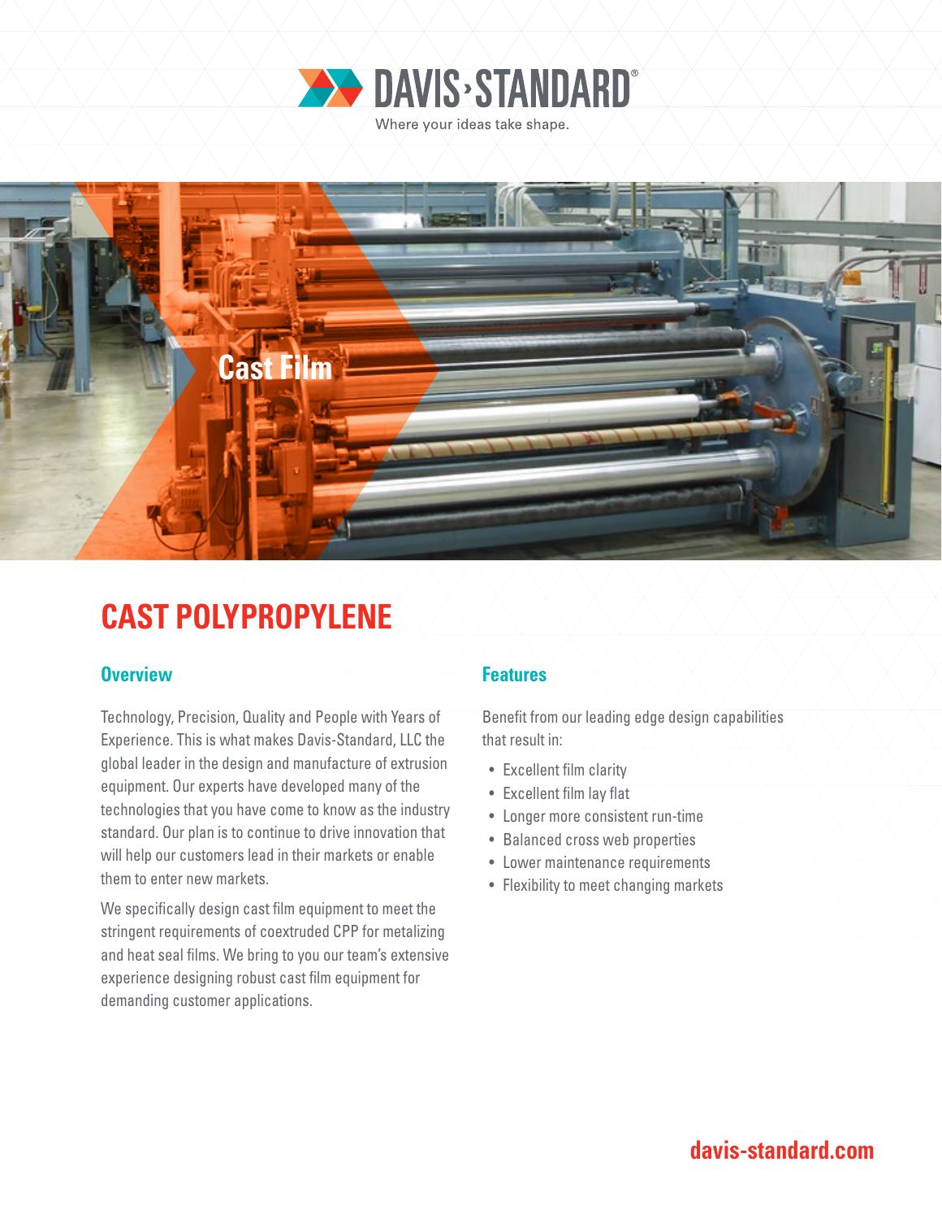DAVIS·STANDARD®

Where your ideas take shape.

Cast Film

# CAST POLYPROPYLENE

## Overview

Technology, Precision, Quality and People with Years of Experience. This is what makes Davis-Standard, LLC the global leader in the design and manufacture of extrusion equipment. Our experts have developed many of the technologies that you have come to know as the industry standard. Our plan is to continue to drive innovation that will help our customers lead in their markets or enable them to enter new markets.

We specifically design cast film equipment to meet the stringent requirements of coextruded CPP for metalizing and heat seal films. We bring to you our team's extensive experience designing robust cast film equipment for demanding customer applications.

## Features

Benefit from our leading edge design capabilities that result in:

- Excellent film clarity
- Excellent film lay flat
- Longer more consistent run-time
- Balanced cross web properties
- Lower maintenance requirements
- Flexibility to meet changing markets

davis-standard.com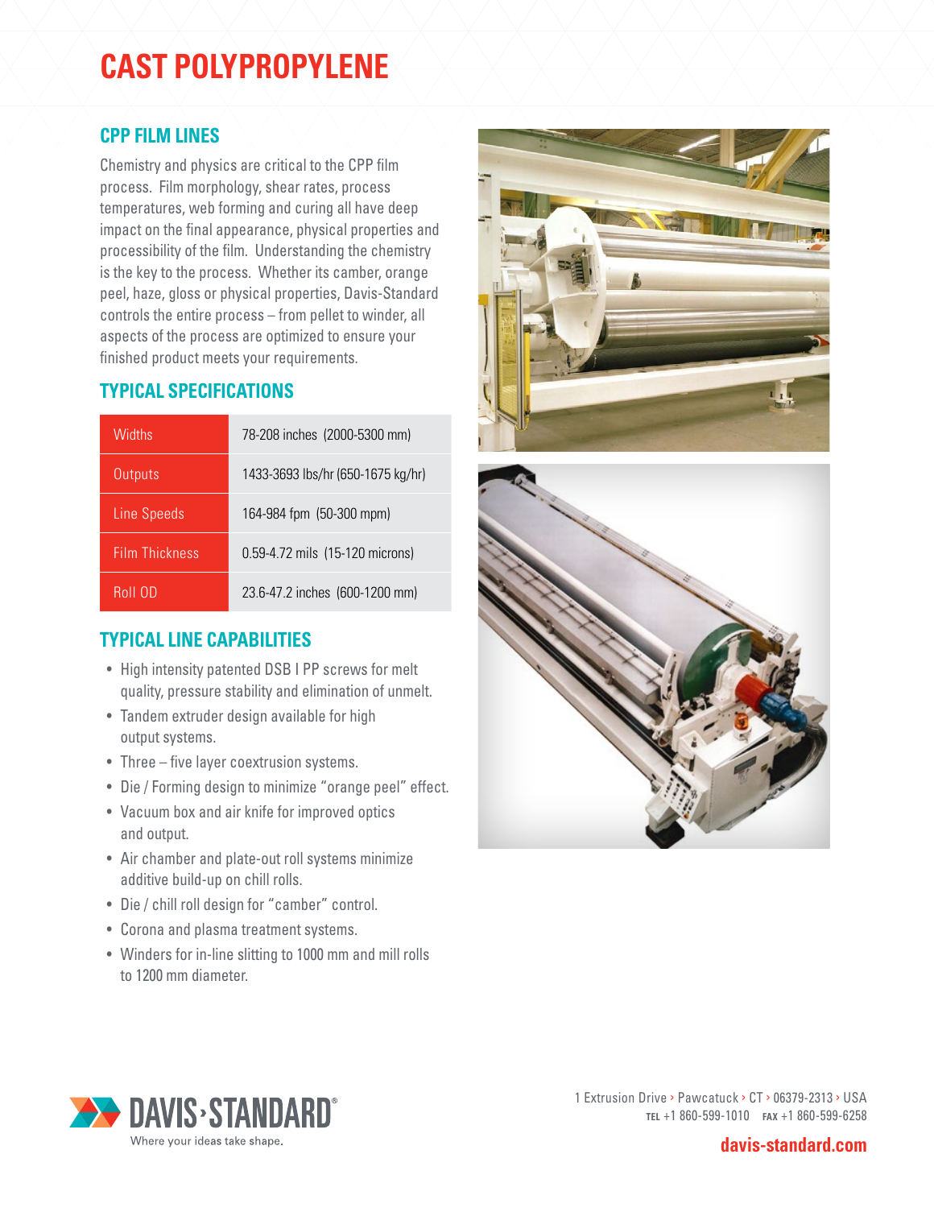# CAST POLYPROPYLENE

## CPP FILM LINES

Chemistry and physics are critical to the CPP film process. Film morphology, shear rates, process temperatures, web forming and curing all have deep impact on the final appearance, physical properties and processibility of the film. Understanding the chemistry is the key to the process. Whether its camber, orange peel, haze, gloss or physical properties, Davis-Standard controls the entire process – from pellet to winder, all aspects of the process are optimized to ensure your finished product meets your requirements.

## TYPICAL SPECIFICATIONS

| | |
|---|---|
| Widths | 78-208 inches (2000-5300 mm) |
| Outputs | 1433-3693 lbs/hr (650-1675 kg/hr) |
| Line Speeds | 164-984 fpm (50-300 mpm) |
| Film Thickness | 0.59-4.72 mils (15-120 microns) |
| Roll OD | 23.6-47.2 inches (600-1200 mm) |

## TYPICAL LINE CAPABILITIES

- High intensity patented DSB I PP screws for melt quality, pressure stability and elimination of unmelt.
- Tandem extruder design available for high output systems.
- Three – five layer coextrusion systems.
- Die / Forming design to minimize "orange peel" effect.
- Vacuum box and air knife for improved optics and output.
- Air chamber and plate-out roll systems minimize additive build-up on chill rolls.
- Die / chill roll design for "camber" control.
- Corona and plasma treatment systems.
- Winders for in-line slitting to 1000 mm and mill rolls to 1200 mm diameter.

DAVIS-STANDARD®
Where your ideas take shape.

1 Extrusion Drive › Pawcatuck › CT › 06379-2313 › USA
TEL +1 860-599-1010 FAX +1 860-599-6258

davis-standard.com